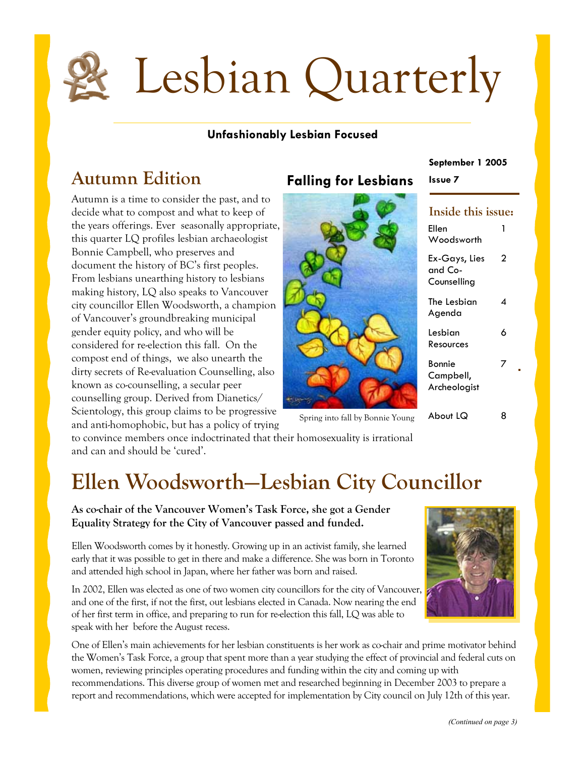# Lesbian Quarterly

**Unfashionably Lesbian Focused**

**September 1 2005**

**Issue 7**

## Autumn Edition

Autumn is a time to consider the past, and to decide what to compost and what to keep of the years offerings. Ever seasonally appropriate, this quarter LQ profiles lesbian archaeologist Bonnie Campbell, who preserves and document the history of BC's first peoples. From lesbians unearthing history to lesbians making history, LQ also speaks to Vancouver city councillor Ellen Woodsworth, a champion of Vancouver's groundbreaking municipal gender equity policy, and who will be considered for re-election this fall. On the compost end of things, we also unearth the dirty secrets of Re-evaluation Counselling, also known as co-counselling, a secular peer counselling group. Derived from Dianetics/ Scientology, this group claims to be progressive and anti-homophobic, but has a policy of trying to convince members once indoctrinated that their homosexuality is irrational and can and should be 'cured'.

### Falling for Lesbians

Spring into fall by Bonnie Young

### Inside this issue:

| | |
|---|---|
| Ellen Woodsworth | 1 |
| Ex-Gays, Lies and Co-Counselling | 2 |
| The Lesbian Agenda | 4 |
| Lesbian Resources | 6 |
| Bonnie Campbell, Archeologist | 7 |
| About LQ | 8 |

# Ellen Woodsworth—Lesbian City Councillor

**As co-chair of the Vancouver Women's Task Force, she got a Gender Equality Strategy for the City of Vancouver passed and funded.**

Ellen Woodsworth comes by it honestly. Growing up in an activist family, she learned early that it was possible to get in there and make a difference. She was born in Toronto and attended high school in Japan, where her father was born and raised.

In 2002, Ellen was elected as one of two women city councillors for the city of Vancouver, and one of the first, if not the first, out lesbians elected in Canada. Now nearing the end of her first term in office, and preparing to run for re-election this fall, LQ was able to speak with her before the August recess.

One of Ellen's main achievements for her lesbian constituents is her work as co-chair and prime motivator behind the Women's Task Force, a group that spent more than a year studying the effect of provincial and federal cuts on women, reviewing principles operating procedures and funding within the city and coming up with recommendations. This diverse group of women met and researched beginning in December 2003 to prepare a report and recommendations, which were accepted for implementation by City council on July 12th of this year.

*(Continued on page 3)*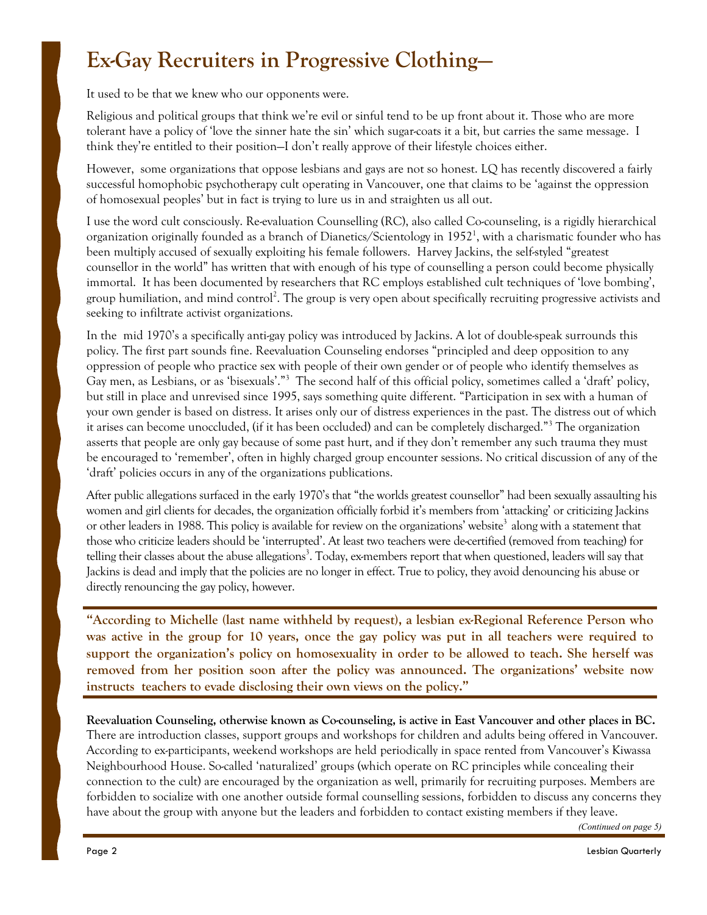# Ex-Gay Recruiters in Progressive Clothing—

It used to be that we knew who our opponents were.

Religious and political groups that think we're evil or sinful tend to be up front about it. Those who are more tolerant have a policy of 'love the sinner hate the sin' which sugar-coats it a bit, but carries the same message. I think they're entitled to their position—I don't really approve of their lifestyle choices either.

However, some organizations that oppose lesbians and gays are not so honest. LQ has recently discovered a fairly successful homophobic psychotherapy cult operating in Vancouver, one that claims to be 'against the oppression of homosexual peoples' but in fact is trying to lure us in and straighten us all out.

I use the word cult consciously. Re-evaluation Counselling (RC), also called Co-counseling, is a rigidly hierarchical organization originally founded as a branch of Dianetics/Scientology in 1952[1], with a charismatic founder who has been multiply accused of sexually exploiting his female followers. Harvey Jackins, the self-styled "greatest counsellor in the world" has written that with enough of his type of counselling a person could become physically immortal. It has been documented by researchers that RC employs established cult techniques of 'love bombing', group humiliation, and mind control[2]. The group is very open about specifically recruiting progressive activists and seeking to infiltrate activist organizations.

In the mid 1970's a specifically anti-gay policy was introduced by Jackins. A lot of double-speak surrounds this policy. The first part sounds fine. Reevaluation Counseling endorses "principled and deep opposition to any oppression of people who practice sex with people of their own gender or of people who identify themselves as Gay men, as Lesbians, or as 'bisexuals'."[3] The second half of this official policy, sometimes called a 'draft' policy, but still in place and unrevised since 1995, says something quite different. "Participation in sex with a human of your own gender is based on distress. It arises only our of distress experiences in the past. The distress out of which it arises can become unoccluded, (if it has been occluded) and can be completely discharged."[3] The organization asserts that people are only gay because of some past hurt, and if they don't remember any such trauma they must be encouraged to 'remember', often in highly charged group encounter sessions. No critical discussion of any of the 'draft' policies occurs in any of the organizations publications.

After public allegations surfaced in the early 1970's that "the worlds greatest counsellor" had been sexually assaulting his women and girl clients for decades, the organization officially forbid it's members from 'attacking' or criticizing Jackins or other leaders in 1988. This policy is available for review on the organizations' website[3] along with a statement that those who criticize leaders should be 'interrupted'. At least two teachers were de-certified (removed from teaching) for telling their classes about the abuse allegations[3]. Today, ex-members report that when questioned, leaders will say that Jackins is dead and imply that the policies are no longer in effect. True to policy, they avoid denouncing his abuse or directly renouncing the gay policy, however.

**"According to Michelle (last name withheld by request), a lesbian ex-Regional Reference Person who was active in the group for 10 years, once the gay policy was put in all teachers were required to support the organization's policy on homosexuality in order to be allowed to teach. She herself was removed from her position soon after the policy was announced. The organizations' website now instructs teachers to evade disclosing their own views on the policy."**

**Reevaluation Counseling, otherwise known as Co-counseling, is active in East Vancouver and other places in BC.** There are introduction classes, support groups and workshops for children and adults being offered in Vancouver. According to ex-participants, weekend workshops are held periodically in space rented from Vancouver's Kiwassa Neighbourhood House. So-called 'naturalized' groups (which operate on RC principles while concealing their connection to the cult) are encouraged by the organization as well, primarily for recruiting purposes. Members are forbidden to socialize with one another outside formal counselling sessions, forbidden to discuss any concerns they have about the group with anyone but the leaders and forbidden to contact existing members if they leave.

*(Continued on page 5)*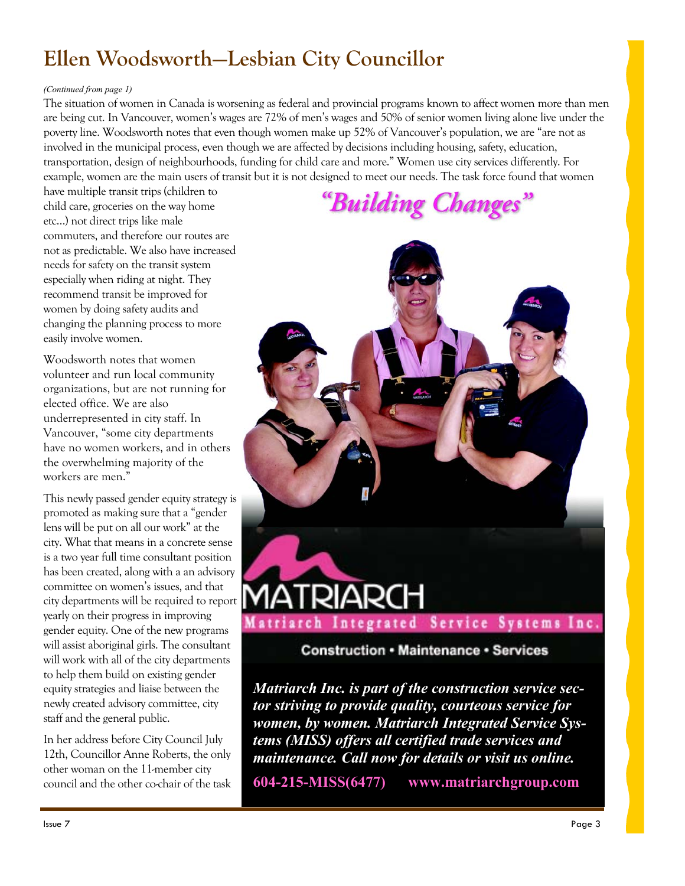# Ellen Woodsworth—Lesbian City Councillor

*(Continued from page 1)*

The situation of women in Canada is worsening as federal and provincial programs known to affect women more than men are being cut. In Vancouver, women's wages are 72% of men's wages and 50% of senior women living alone live under the poverty line. Woodsworth notes that even though women make up 52% of Vancouver's population, we are "are not as involved in the municipal process, even though we are affected by decisions including housing, safety, education, transportation, design of neighbourhoods, funding for child care and more." Women use city services differently. For example, women are the main users of transit but it is not designed to meet our needs. The task force found that women have multiple transit trips (children to child care, groceries on the way home etc...) not direct trips like male commuters, and therefore our routes are not as predictable. We also have increased needs for safety on the transit system especially when riding at night. They recommend transit be improved for women by doing safety audits and changing the planning process to more easily involve women.

Woodsworth notes that women volunteer and run local community organizations, but are not running for elected office. We are also underrepresented in city staff. In Vancouver, "some city departments have no women workers, and in others the overwhelming majority of the workers are men."

This newly passed gender equity strategy is promoted as making sure that a "gender lens will be put on all our work" at the city. What that means in a concrete sense is a two year full time consultant position has been created, along with a an advisory committee on women's issues, and that city departments will be required to report yearly on their progress in improving gender equity. One of the new programs will assist aboriginal girls. The consultant will work with all of the city departments to help them build on existing gender equity strategies and liaise between the newly created advisory committee, city staff and the general public.

In her address before City Council July 12th, Councillor Anne Roberts, the only other woman on the 11-member city council and the other co-chair of the task

*"Building Changes"*

MATRIARCH

Matriarch Integrated Service Systems Inc.

Construction • Maintenance • Services

***Matriarch Inc. is part of the construction service sector striving to provide quality, courteous service for women, by women. Matriarch Integrated Service Systems (MISS) offers all certified trade services and maintenance. Call now for details or visit us online.***

**604-215-MISS(6477)  www.matriarchgroup.com**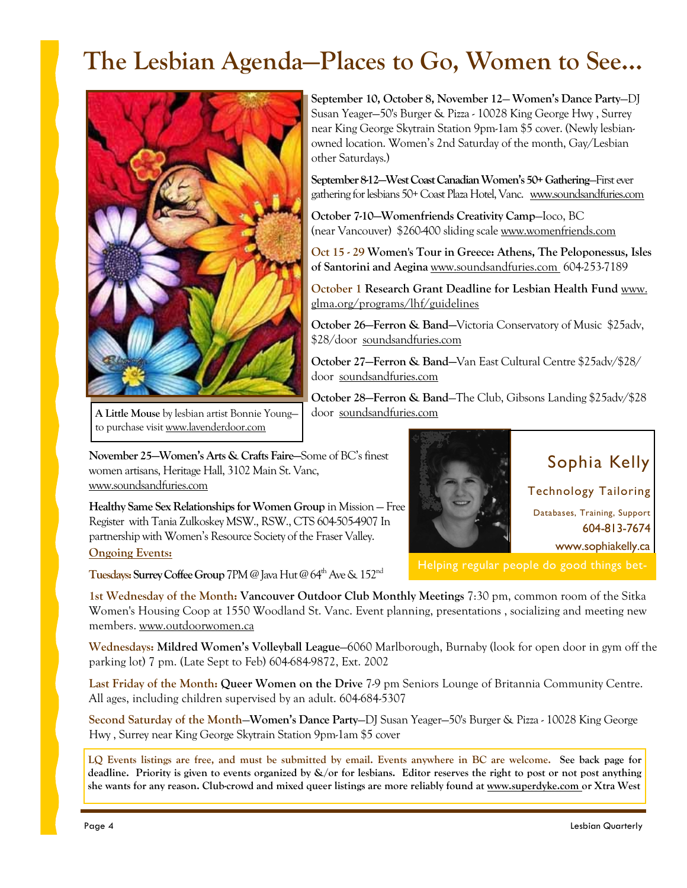# The Lesbian Agenda—Places to Go, Women to See...

**A Little Mouse** by lesbian artist Bonnie Young—to purchase visit www.lavenderdoor.com

**September 10, October 8, November 12— Women's Dance Party**—DJ Susan Yeager—50's Burger & Pizza - 10028 King George Hwy , Surrey near King George Skytrain Station 9pm-1am $5 cover. (Newly lesbian-owned location. Women's 2nd Saturday of the month, Gay/Lesbian other Saturdays.)

**September 8-12—West Coast Canadian Women's 50+ Gathering**—First ever gathering for lesbians 50+ Coast Plaza Hotel, Vanc. www.soundsandfuries.com

**October 7-10—Womenfriends Creativity Camp**—Ioco, BC (near Vancouver) $260-400 sliding scale www.womenfriends.com

**Oct 15 - 29 Women's Tour in Greece: Athens, The Peloponessus, Isles of Santorini and Aegina** www.soundsandfuries.com 604-253-7189

**October 1 Research Grant Deadline for Lesbian Health Fund** www.glma.org/programs/lhf/guidelines

**October 26—Ferron & Band**—Victoria Conservatory of Music $25adv, $28/door soundsandfuries.com

**October 27—Ferron & Band**—Van East Cultural Centre $25adv/$28/door soundsandfuries.com

**October 28—Ferron & Band**—The Club, Gibsons Landing $25adv/$28 door soundsandfuries.com

**November 25—Women's Arts & Crafts Faire**—Some of BC's finest women artisans, Heritage Hall, 3102 Main St. Vanc, www.soundsandfuries.com

**Healthy Same Sex Relationships for Women Group** in Mission — Free Register with Tania Zulkoskey MSW., RSW., CTS 604-505-4907 In partnership with Women's Resource Society of the Fraser Valley.

Sophia Kelly
Technology Tailoring
Databases, Training, Support
604-813-7674
www.sophiakelly.ca
Helping regular people do good things bet-

**Ongoing Events:**

**Tuesdays: Surrey Coffee Group** 7PM @ Java Hut @ 64th Ave & 152nd

**1st Wednesday of the Month: Vancouver Outdoor Club Monthly Meetings** 7:30 pm, common room of the Sitka Women's Housing Coop at 1550 Woodland St. Vanc. Event planning, presentations , socializing and meeting new members. www.outdoorwomen.ca

**Wednesdays: Mildred Women's Volleyball League**—6060 Marlborough, Burnaby (look for open door in gym off the parking lot) 7 pm. (Late Sept to Feb) 604-684-9872, Ext. 2002

**Last Friday of the Month: Queer Women on the Drive** 7-9 pm Seniors Lounge of Britannia Community Centre. All ages, including children supervised by an adult. 604-684-5307

**Second Saturday of the Month—Women's Dance Party**—DJ Susan Yeager—50's Burger & Pizza - 10028 King George Hwy , Surrey near King George Skytrain Station 9pm-1am $5 cover

**LQ Events listings are free, and must be submitted by email. Events anywhere in BC are welcome. See back page for deadline. Priority is given to events organized by &/or for lesbians. Editor reserves the right to post or not post anything she wants for any reason. Club-crowd and mixed queer listings are more reliably found at www.superdyke.com or Xtra West**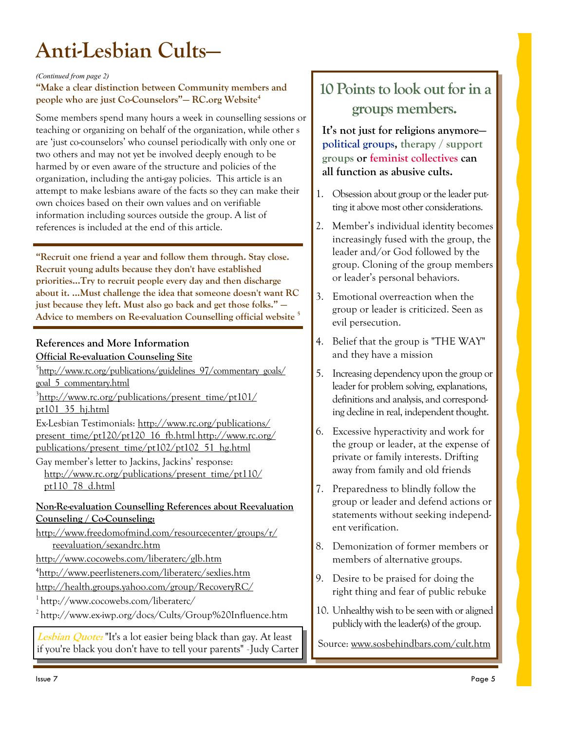# Anti-Lesbian Cults—

*(Continued from page 2)*

**"Make a clear distinction between Community members and people who are just Co-Counselors"— RC.org Website[4]**

Some members spend many hours a week in counselling sessions or teaching or organizing on behalf of the organization, while other s are 'just co-counselors' who counsel periodically with only one or two others and may not yet be involved deeply enough to be harmed by or even aware of the structure and policies of the organization, including the anti-gay policies. This article is an attempt to make lesbians aware of the facts so they can make their own choices based on their own values and on verifiable information including sources outside the group. A list of references is included at the end of this article.

**"Recruit one friend a year and follow them through. Stay close. Recruit young adults because they don't have established priorities...Try to recruit people every day and then discharge about it. ...Must challenge the idea that someone doesn't want RC just because they left. Must also go back and get those folks." — Advice to members on Re-evaluation Counselling official website [5]**

### References and More Information

**Official Re-evaluation Counseling Site**

[5]http://www.rc.org/publications/guidelines_97/commentary_goals/goal_5_commentary.html

[3]http://www.rc.org/publications/present_time/pt101/pt101_35_hj.html

Ex-Lesbian Testimonials: http://www.rc.org/publications/present_time/pt120/pt120_16_fb.html http://www.rc.org/publications/present_time/pt102/pt102_51_hg.html

Gay member's letter to Jackins, Jackins' response: http://www.rc.org/publications/present_time/pt110/pt110_78_d.html

**Non-Re-evaluation Counselling References about Reevaluation Counseling / Co-Counseling:**

http://www.freedomofmind.com/resourcecenter/groups/r/reevaluation/sexandrc.htm

http://www.cocowebs.com/liberaterc/glb.htm

[4]http://www.peerlisteners.com/liberaterc/sexlies.htm

http://health.groups.yahoo.com/group/RecoveryRC/

[1] http://www.cocowebs.com/liberaterc/

[2] http://www.ex-iwp.org/docs/Cults/Group%20Influence.htm

***Lesbian Quote:*** "It's a lot easier being black than gay. At least if you're black you don't have to tell your parents" -Judy Carter

## 10 Points to look out for in a groups members.

**It's not just for religions anymore— political groups, therapy / support groups or feminist collectives can all function as abusive cults.**

1. Obsession about group or the leader putting it above most other considerations.
2. Member's individual identity becomes increasingly fused with the group, the leader and/or God followed by the group. Cloning of the group members or leader's personal behaviors.
3. Emotional overreaction when the group or leader is criticized. Seen as evil persecution.
4. Belief that the group is "THE WAY" and they have a mission
5. Increasing dependency upon the group or leader for problem solving, explanations, definitions and analysis, and corresponding decline in real, independent thought.
6. Excessive hyperactivity and work for the group or leader, at the expense of private or family interests. Drifting away from family and old friends
7. Preparedness to blindly follow the group or leader and defend actions or statements without seeking independent verification.
8. Demonization of former members or members of alternative groups.
9. Desire to be praised for doing the right thing and fear of public rebuke
10. Unhealthy wish to be seen with or aligned publicly with the leader(s) of the group.

Source: www.sosbehindbars.com/cult.htm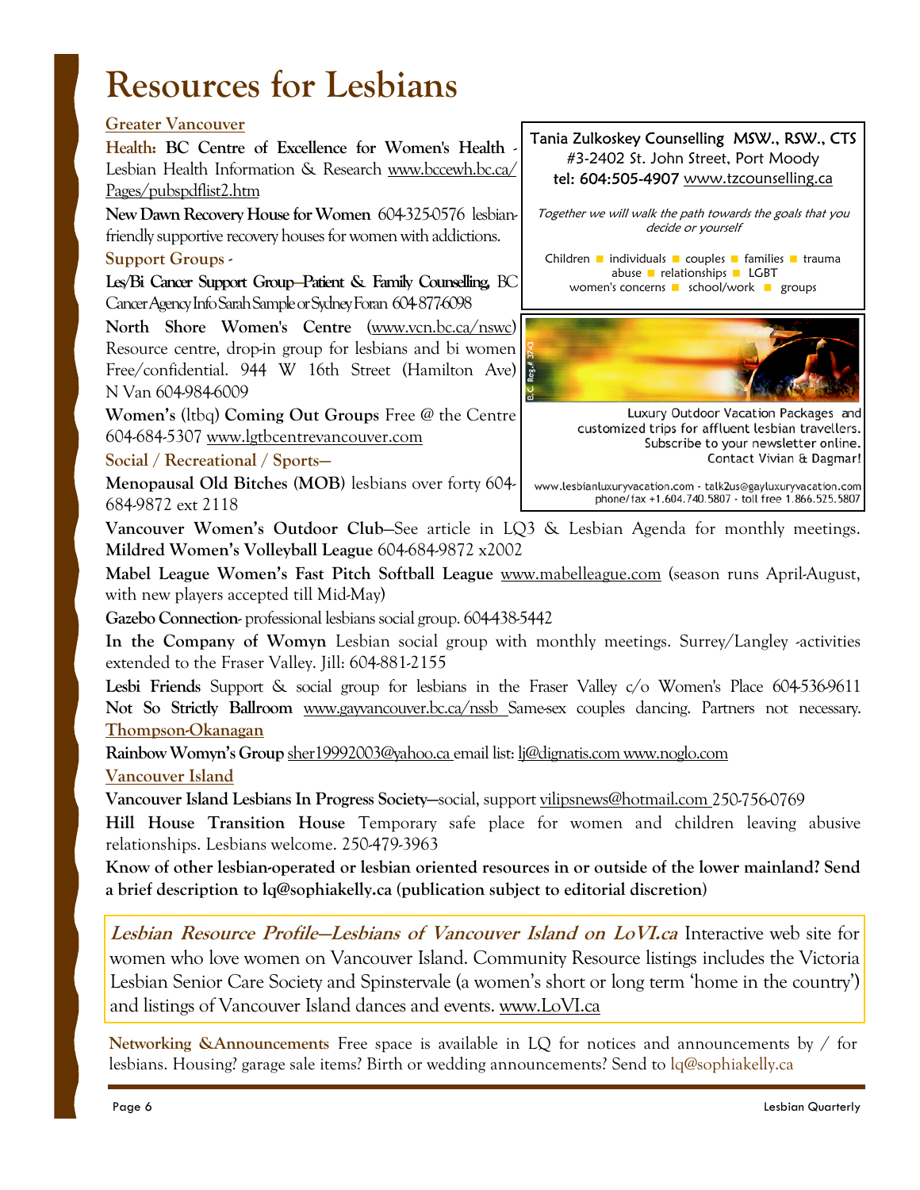# Resources for Lesbians

## Greater Vancouver

**Health: BC Centre of Excellence for Women's Health** - Lesbian Health Information & Research www.bccewh.bc.ca/Pages/pubspdflist2.htm

**New Dawn Recovery House for Women** 604-325-0576 lesbian-friendly supportive recovery houses for women with addictions.

### Support Groups -

**Les/Bi Cancer Support Group—Patient & Family Counselling,** BC Cancer Agency Info Sarah Sample or Sydney Foran 604-877-6098

**North Shore Women's Centre** (www.vcn.bc.ca/nswc) Resource centre, drop-in group for lesbians and bi women Free/confidential. 944 W 16th Street (Hamilton Ave) N Van 604-984-6009

**Women's** (ltbq) **Coming Out Groups** Free @ the Centre 604-684-5307 www.lgtbcentrevancouver.com

### Social / Recreational / Sports—

**Menopausal Old Bitches (MOB)** lesbians over forty 604-684-9872 ext 2118

**Vancouver Women's Outdoor Club**—See article in LQ3 & Lesbian Agenda for monthly meetings.

**Mildred Women's Volleyball League** 604-684-9872 x2002

**Mabel League Women's Fast Pitch Softball League** www.mabelleague.com (season runs April-August, with new players accepted till Mid-May)

**Gazebo Connection**- professional lesbians social group. 604-438-5442

**In the Company of Womyn** Lesbian social group with monthly meetings. Surrey/Langley -activities extended to the Fraser Valley. Jill: 604-881-2155

**Lesbi Friends** Support & social group for lesbians in the Fraser Valley c/o Women's Place 604-536-9611

**Not So Strictly Ballroom** www.gayvancouver.bc.ca/nssb Same-sex couples dancing. Partners not necessary.

## Thompson-Okanagan

**Rainbow Womyn's Group** sher19992003@yahoo.ca email list: lj@dignatis.com www.noglo.com

## Vancouver Island

**Vancouver Island Lesbians In Progress Society**—social, support vilipsnews@hotmail.com 250-756-0769

**Hill House Transition House** Temporary safe place for women and children leaving abusive relationships. Lesbians welcome. 250-479-3963

**Know of other lesbian-operated or lesbian oriented resources in or outside of the lower mainland? Send a brief description to lq@sophiakelly.ca (publication subject to editorial discretion)**

---

**Tania Zulkoskey Counselling MSW., RSW., CTS**
#3-2402 St. John Street, Port Moody
**tel: 604:505-4907** www.tzcounselling.ca

*Together we will walk the path towards the goals that you decide or yourself*

Children ■ individuals ■ couples ■ families ■ trauma abuse ■ relationships ■ LGBT women's concerns ■ school/work ■ groups

---

B.C. Reg.# 3743

Luxury Outdoor Vacation Packages and customized trips for affluent lesbian travellers. Subscribe to your newsletter online. Contact Vivian & Dagmar!

www.lesbianluxuryvacation.com - talk2us@gayluxuryvacation.com
phone/fax +1.604.740.5807 - toll free 1.866.525.5807

---

***Lesbian Resource Profile—Lesbians of Vancouver Island on LoVI.ca*** Interactive web site for women who love women on Vancouver Island. Community Resource listings includes the Victoria Lesbian Senior Care Society and Spinstervale (a women's short or long term 'home in the country') and listings of Vancouver Island dances and events. www.LoVI.ca

**Networking &Announcements** Free space is available in LQ for notices and announcements by / for lesbians. Housing? garage sale items? Birth or wedding announcements? Send to lq@sophiakelly.ca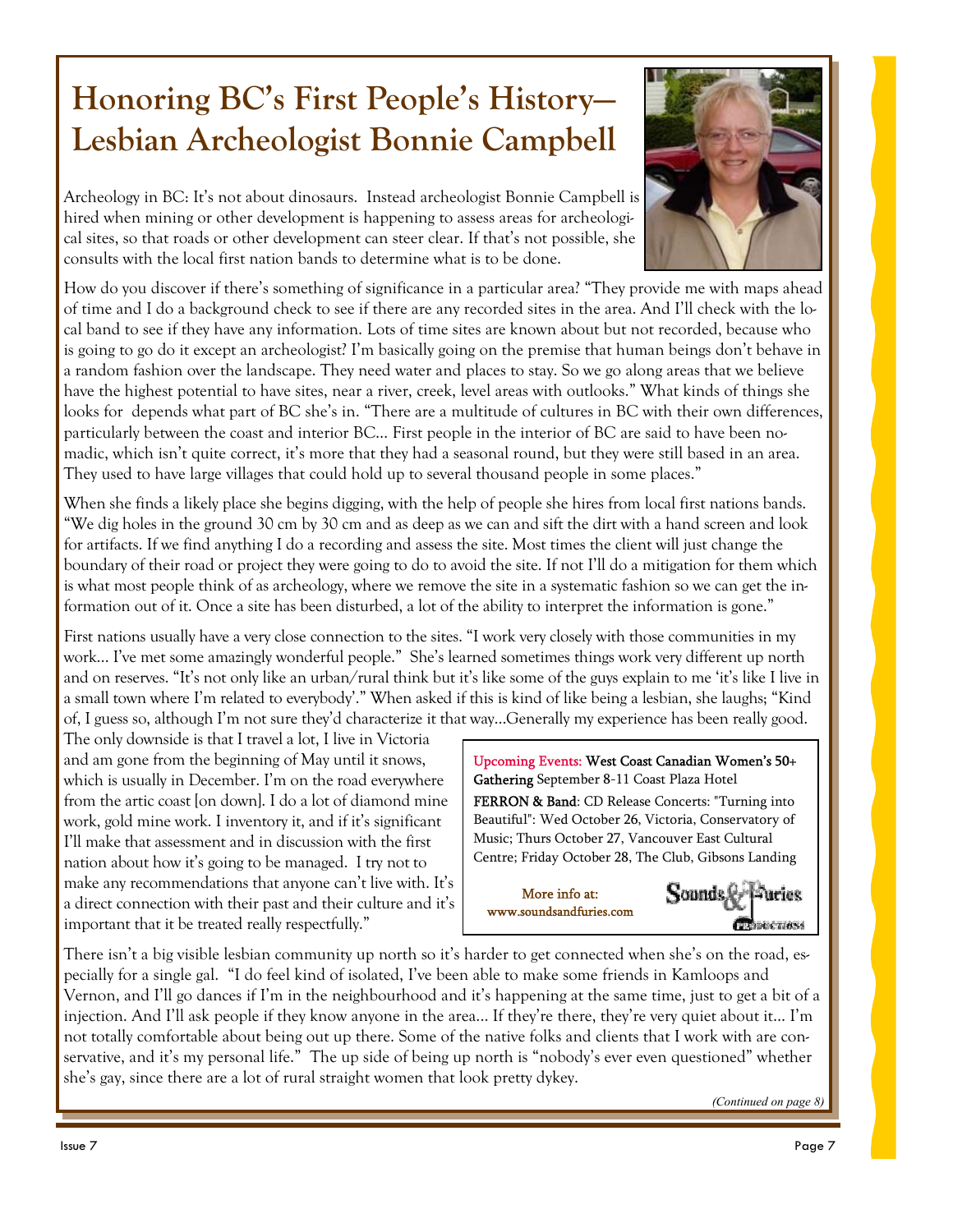# Honoring BC's First People's History— Lesbian Archeologist Bonnie Campbell

Archeology in BC: It's not about dinosaurs. Instead archeologist Bonnie Campbell is hired when mining or other development is happening to assess areas for archeological sites, so that roads or other development can steer clear. If that's not possible, she consults with the local first nation bands to determine what is to be done.

How do you discover if there's something of significance in a particular area? "They provide me with maps ahead of time and I do a background check to see if there are any recorded sites in the area. And I'll check with the local band to see if they have any information. Lots of time sites are known about but not recorded, because who is going to go do it except an archeologist? I'm basically going on the premise that human beings don't behave in a random fashion over the landscape. They need water and places to stay. So we go along areas that we believe have the highest potential to have sites, near a river, creek, level areas with outlooks." What kinds of things she looks for depends what part of BC she's in. "There are a multitude of cultures in BC with their own differences, particularly between the coast and interior BC… First people in the interior of BC are said to have been nomadic, which isn't quite correct, it's more that they had a seasonal round, but they were still based in an area. They used to have large villages that could hold up to several thousand people in some places."

When she finds a likely place she begins digging, with the help of people she hires from local first nations bands. "We dig holes in the ground 30 cm by 30 cm and as deep as we can and sift the dirt with a hand screen and look for artifacts. If we find anything I do a recording and assess the site. Most times the client will just change the boundary of their road or project they were going to do to avoid the site. If not I'll do a mitigation for them which is what most people think of as archeology, where we remove the site in a systematic fashion so we can get the information out of it. Once a site has been disturbed, a lot of the ability to interpret the information is gone."

First nations usually have a very close connection to the sites. "I work very closely with those communities in my work… I've met some amazingly wonderful people." She's learned sometimes things work very different up north and on reserves. "It's not only like an urban/rural think but it's like some of the guys explain to me 'it's like I live in a small town where I'm related to everybody'." When asked if this is kind of like being a lesbian, she laughs; "Kind of, I guess so, although I'm not sure they'd characterize it that way…Generally my experience has been really good. The only downside is that I travel a lot, I live in Victoria and am gone from the beginning of May until it snows, which is usually in December. I'm on the road everywhere from the artic coast [on down]. I do a lot of diamond mine work, gold mine work. I inventory it, and if it's significant I'll make that assessment and in discussion with the first nation about how it's going to be managed. I try not to make any recommendations that anyone can't live with. It's a direct connection with their past and their culture and it's important that it be treated really respectfully."

There isn't a big visible lesbian community up north so it's harder to get connected when she's on the road, especially for a single gal. "I do feel kind of isolated, I've been able to make some friends in Kamloops and Vernon, and I'll go dances if I'm in the neighbourhood and it's happening at the same time, just to get a bit of a injection. And I'll ask people if they know anyone in the area… If they're there, they're very quiet about it… I'm not totally comfortable about being out up there. Some of the native folks and clients that I work with are conservative, and it's my personal life." The up side of being up north is "nobody's ever even questioned" whether she's gay, since there are a lot of rural straight women that look pretty dykey.

*(Continued on page 8)*

---

**Upcoming Events: West Coast Canadian Women's 50+ Gathering** September 8-11 Coast Plaza Hotel

**FERRON & Band**: CD Release Concerts: "Turning into Beautiful": Wed October 26, Victoria, Conservatory of Music; Thurs October 27, Vancouver East Cultural Centre; Friday October 28, The Club, Gibsons Landing

More info at: www.soundsandfuries.com

Sounds & Furies Productions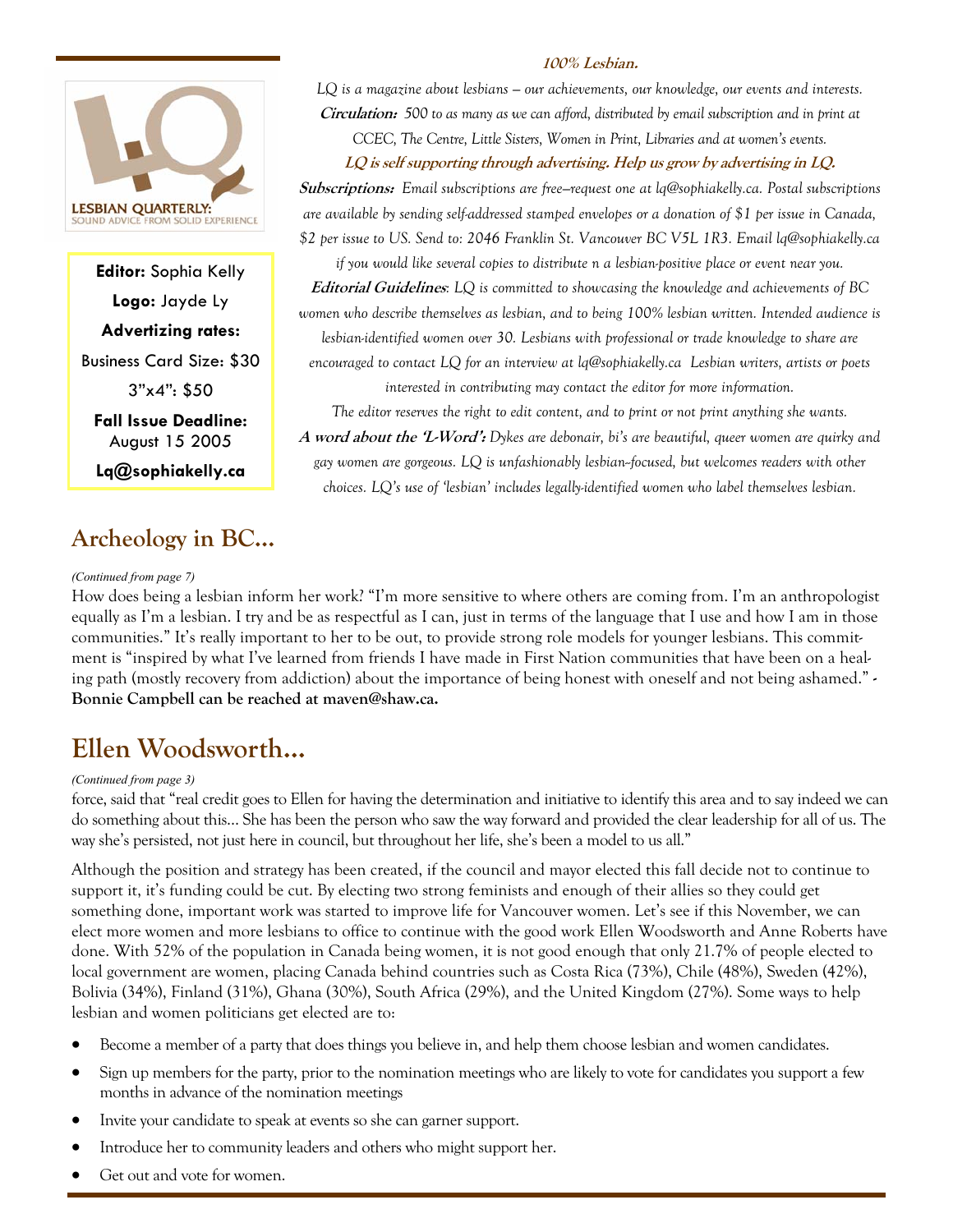LESBIAN QUARTERLY:
SOUND ADVICE FROM SOLID EXPERIENCE

**Editor:** Sophia Kelly

**Logo:** Jayde Ly

**Advertizing rates:**

Business Card Size: $30

3"x4": $50

**Fall Issue Deadline:** August 15 2005

**Lq@sophiakelly.ca**

**100% Lesbian.**

*LQ is a magazine about lesbians – our achievements, our knowledge, our events and interests.* ***Circulation:*** *500 to as many as we can afford, distributed by email subscription and in print at CCEC, The Centre, Little Sisters, Women in Print, Libraries and at women's events.*

***LQ is self supporting through advertising. Help us grow by advertising in LQ.***

***Subscriptions:*** *Email subscriptions are free—request one at lq@sophiakelly.ca. Postal subscriptions are available by sending self-addressed stamped envelopes or a donation of $1 per issue in Canada, $2 per issue to US. Send to: 2046 Franklin St. Vancouver BC V5L 1R3. Email lq@sophiakelly.ca if you would like several copies to distribute n a lesbian-positive place or event near you.*

***Editorial Guidelines:*** *LQ is committed to showcasing the knowledge and achievements of BC women who describe themselves as lesbian, and to being 100% lesbian written. Intended audience is lesbian-identified women over 30. Lesbians with professional or trade knowledge to share are encouraged to contact LQ for an interview at lq@sophiakelly.ca Lesbian writers, artists or poets interested in contributing may contact the editor for more information.*

*The editor reserves the right to edit content, and to print or not print anything she wants.*

***A word about the 'L-Word':*** *Dykes are debonair, bi's are beautiful, queer women are quirky and gay women are gorgeous. LQ is unfashionably lesbian-focused, but welcomes readers with other choices. LQ's use of 'lesbian' includes legally-identified women who label themselves lesbian.*

## Archeology in BC...

*(Continued from page 7)*

How does being a lesbian inform her work? "I'm more sensitive to where others are coming from. I'm an anthropologist equally as I'm a lesbian. I try and be as respectful as I can, just in terms of the language that I use and how I am in those communities." It's really important to her to be out, to provide strong role models for younger lesbians. This commitment is "inspired by what I've learned from friends I have made in First Nation communities that have been on a healing path (mostly recovery from addiction) about the importance of being honest with oneself and not being ashamed." **- Bonnie Campbell can be reached at maven@shaw.ca.**

## Ellen Woodsworth...

*(Continued from page 3)*

force, said that "real credit goes to Ellen for having the determination and initiative to identify this area and to say indeed we can do something about this... She has been the person who saw the way forward and provided the clear leadership for all of us. The way she's persisted, not just here in council, but throughout her life, she's been a model to us all."

Although the position and strategy has been created, if the council and mayor elected this fall decide not to continue to support it, it's funding could be cut. By electing two strong feminists and enough of their allies so they could get something done, important work was started to improve life for Vancouver women. Let's see if this November, we can elect more women and more lesbians to office to continue with the good work Ellen Woodsworth and Anne Roberts have done. With 52% of the population in Canada being women, it is not good enough that only 21.7% of people elected to local government are women, placing Canada behind countries such as Costa Rica (73%), Chile (48%), Sweden (42%), Bolivia (34%), Finland (31%), Ghana (30%), South Africa (29%), and the United Kingdom (27%). Some ways to help lesbian and women politicians get elected are to:

- Become a member of a party that does things you believe in, and help them choose lesbian and women candidates.
- Sign up members for the party, prior to the nomination meetings who are likely to vote for candidates you support a few months in advance of the nomination meetings
- Invite your candidate to speak at events so she can garner support.
- Introduce her to community leaders and others who might support her.
- Get out and vote for women.